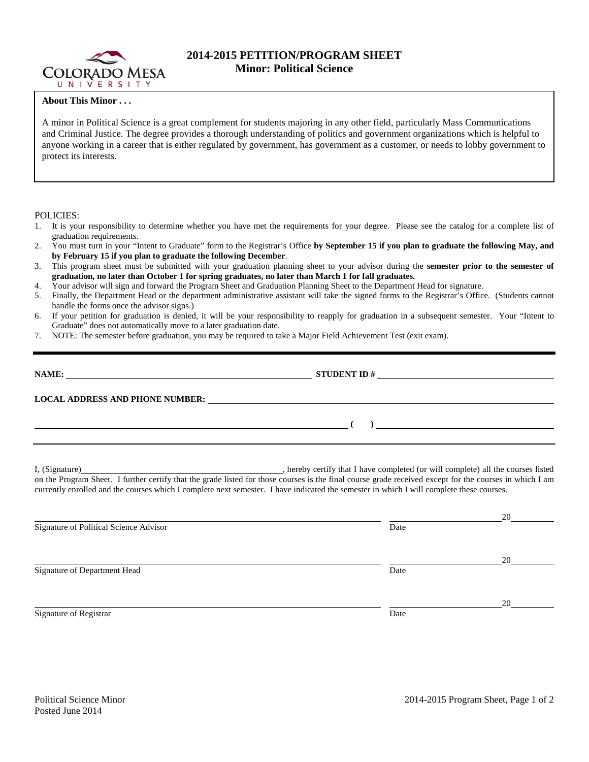# 2014-2015 PETITION/PROGRAM SHEET
## Minor: Political Science

**About This Minor . . .**

A minor in Political Science is a great complement for students majoring in any other field, particularly Mass Communications and Criminal Justice. The degree provides a thorough understanding of politics and government organizations which is helpful to anyone working in a career that is either regulated by government, has government as a customer, or needs to lobby government to protect its interests.

POLICIES:

1. It is your responsibility to determine whether you have met the requirements for your degree. Please see the catalog for a complete list of graduation requirements.
2. You must turn in your "Intent to Graduate" form to the Registrar's Office **by September 15 if you plan to graduate the following May, and by February 15 if you plan to graduate the following December**.
3. This program sheet must be submitted with your graduation planning sheet to your advisor during the **semester prior to the semester of graduation, no later than October 1 for spring graduates, no later than March 1 for fall graduates.**
4. Your advisor will sign and forward the Program Sheet and Graduation Planning Sheet to the Department Head for signature.
5. Finally, the Department Head or the department administrative assistant will take the signed forms to the Registrar's Office. (Students cannot handle the forms once the advisor signs.)
6. If your petition for graduation is denied, it will be your responsibility to reapply for graduation in a subsequent semester. Your "Intent to Graduate" does not automatically move to a later graduation date.
7. NOTE: The semester before graduation, you may be required to take a Major Field Achievement Test (exit exam).

**NAME:** ______________________________ **STUDENT ID #** ______________________________

**LOCAL ADDRESS AND PHONE NUMBER:** ______________________________

______________________________ **( )** ______________________________

I, (Signature)______________________________, hereby certify that I have completed (or will complete) all the courses listed on the Program Sheet. I further certify that the grade listed for those courses is the final course grade received except for the courses in which I am currently enrolled and the courses which I complete next semester. I have indicated the semester in which I will complete these courses.

______________________________ ______________ 20______
Signature of Political Science Advisor Date

______________________________ ______________ 20______
Signature of Department Head Date

______________________________ ______________ 20______
Signature of Registrar Date

Political Science Minor
Posted June 2014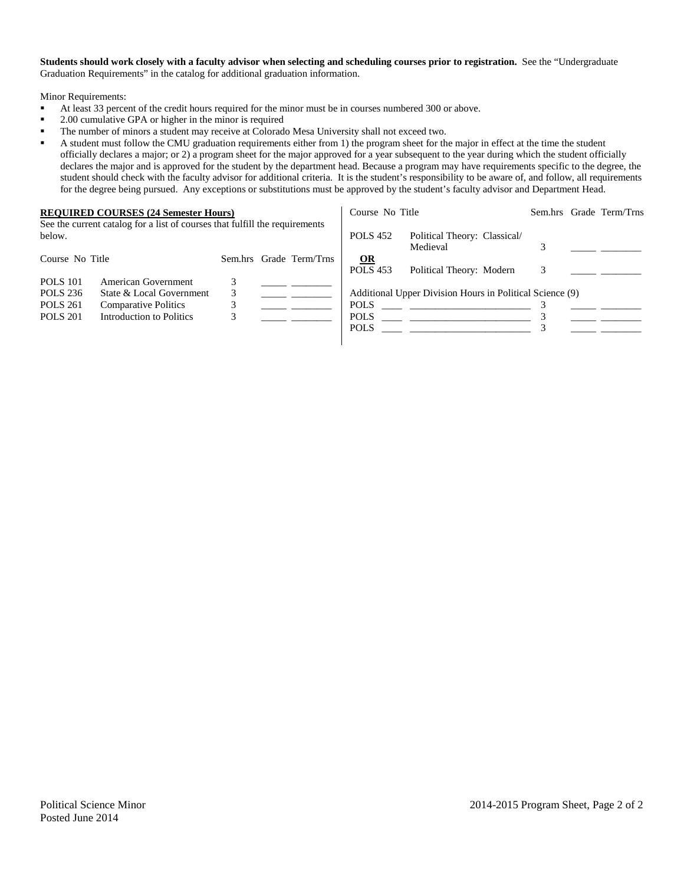**Students should work closely with a faculty advisor when selecting and scheduling courses prior to registration.** See the "Undergraduate Graduation Requirements" in the catalog for additional graduation information.

Minor Requirements:

- At least 33 percent of the credit hours required for the minor must be in courses numbered 300 or above.
- 2.00 cumulative GPA or higher in the minor is required
- The number of minors a student may receive at Colorado Mesa University shall not exceed two.
- A student must follow the CMU graduation requirements either from 1) the program sheet for the major in effect at the time the student officially declares a major; or 2) a program sheet for the major approved for a year subsequent to the year during which the student officially declares the major and is approved for the student by the department head. Because a program may have requirements specific to the degree, the student should check with the faculty advisor for additional criteria. It is the student's responsibility to be aware of, and follow, all requirements for the degree being pursued. Any exceptions or substitutions must be approved by the student's faculty advisor and Department Head.

**REQUIRED COURSES (24 Semester Hours)**

See the current catalog for a list of courses that fulfill the requirements below.

| Course No | Title | Sem.hrs | Grade | Term/Trns |
|---|---|---|---|---|
| POLS 101 | American Government | 3 | _____ | ________ |
| POLS 236 | State & Local Government | 3 | _____ | ________ |
| POLS 261 | Comparative Politics | 3 | _____ | ________ |
| POLS 201 | Introduction to Politics | 3 | _____ | ________ |
| POLS 452 | Political Theory: Classical/ Medieval | 3 | _____ | ________ |
| **OR** | | | | |
| POLS 453 | Political Theory: Modern | 3 | _____ | ________ |

Additional Upper Division Hours in Political Science (9)

| Course No | Title | Sem.hrs | Grade | Term/Trns |
|---|---|---|---|---|
| POLS ____ | ________________________ | 3 | _____ | ________ |
| POLS ____ | ________________________ | 3 | _____ | ________ |
| POLS ____ | ________________________ | 3 | _____ | ________ |

Political Science Minor
Posted June 2014